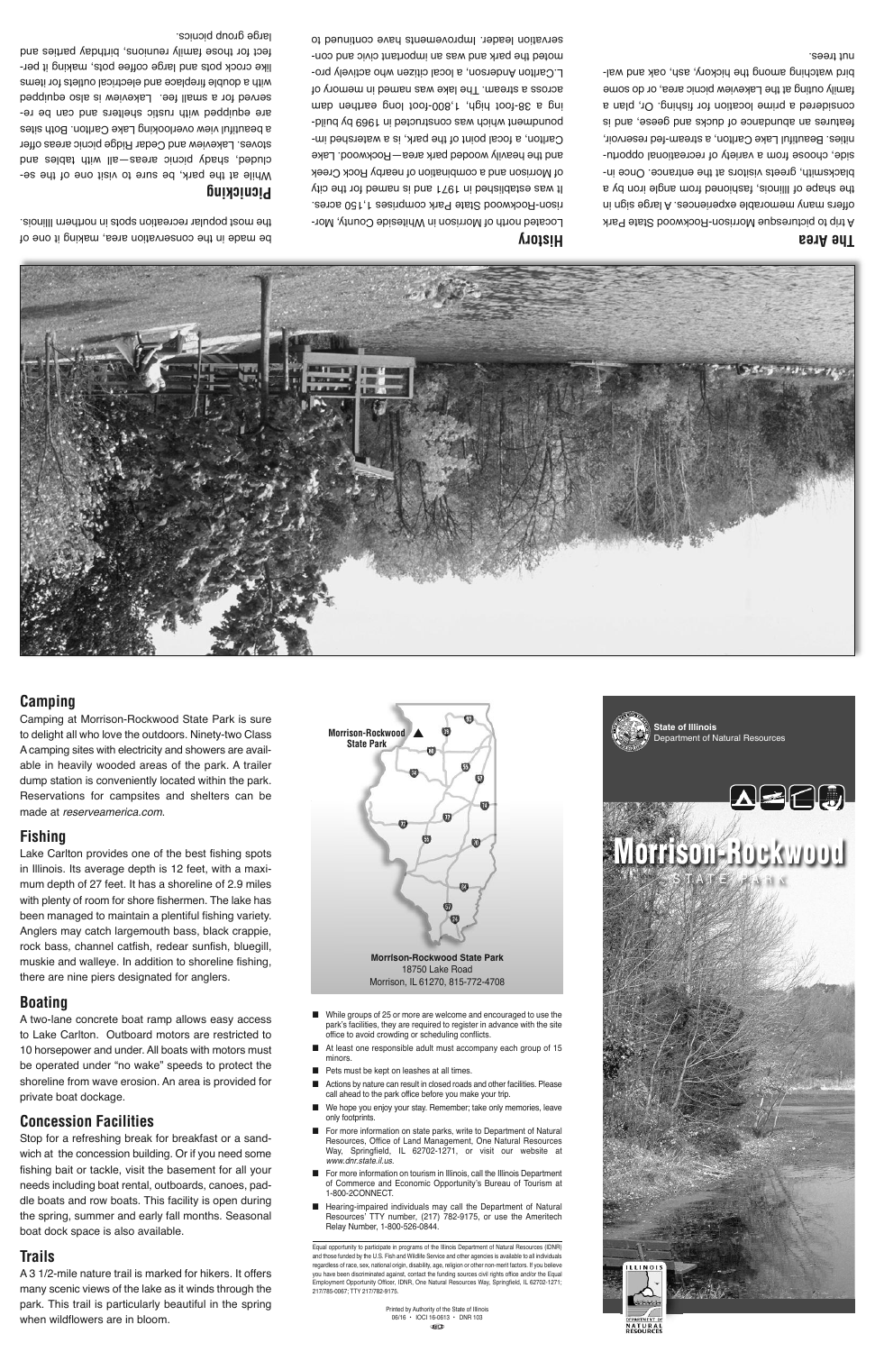## The Area

A trip to picturesque Morrison-Rockwood State Park offers many memorable experiences. A large sign in the shape of Illinois, fashioned from angle iron by a blacksmith, greets visitors at the entrance. Once inside, choose from a variety of recreational opportunities. Beautiful Lake Carlton, a stream-fed reservoir, features an abundance of ducks and geese, and is considered a prime location for fishing. Or, plan a family outing at the Lakeview picnic area, or do some bird watching among the hickory, ash, oak and walnut trees.

## History

Located north of Morrison in Whiteside County, Morrison-Rockwood State Park comprises 1,150 acres. It was established in 1971 and is named for the city of Morrison and a combination of nearby Rock Creek and the heavily wooded park area—Rockwood. Lake Carlton, a focal point of the park, is a watershed impoundment which was constructed in 1969 by building a 38-foot high, 1,800-foot long earthen dam across a stream. The lake was named in memory of L. Carlton Anderson, a local citizen who actively promoted the park and was an important civic and conservation leader. Improvements have continued to be made in the conservation area, making it one of the most popular recreation spots in northern Illinois.

## Picnicking

While at the park, be sure to visit one of the secluded, shady picnic areas—all with tables and stoves. Lakeview and Cedar Ridge picnic areas offer a beautiful view overlooking Lake Carlton. Both sites are equipped with rustic shelters and can be reserved for a small fee. Lakeview is also equipped with a double fireplace and electrical outlets for items like crock pots and large coffee pots, making it perfect for those family reunions, birthday parties and large group picnics.

## Camping

Camping at Morrison-Rockwood State Park is sure to delight all who love the outdoors. Ninety-two Class A camping sites with electricity and showers are available in heavily wooded areas of the park. A trailer dump station is conveniently located within the park. Reservations for campsites and shelters can be made at *reserveamerica.com*.

## Fishing

Lake Carlton provides one of the best fishing spots in Illinois. Its average depth is 12 feet, with a maximum depth of 27 feet. It has a shoreline of 2.9 miles with plenty of room for shore fishermen. The lake has been managed to maintain a plentiful fishing variety. Anglers may catch largemouth bass, black crappie, rock bass, channel catfish, redear sunfish, bluegill, muskie and walleye. In addition to shoreline fishing, there are nine piers designated for anglers.

## Boating

A two-lane concrete boat ramp allows easy access to Lake Carlton. Outboard motors are restricted to 10 horsepower and under. All boats with motors must be operated under "no wake" speeds to protect the shoreline from wave erosion. An area is provided for private boat dockage.

## Concession Facilities

Stop for a refreshing break for breakfast or a sandwich at the concession building. Or if you need some fishing bait or tackle, visit the basement for all your needs including boat rental, outboards, canoes, paddle boats and row boats. This facility is open during the spring, summer and early fall months. Seasonal boat dock space is also available.

## Trails

A 3 1/2-mile nature trail is marked for hikers. It offers many scenic views of the lake as it winds through the park. This trail is particularly beautiful in the spring when wildflowers are in bloom.

Morrison-Rockwood State Park

**Morrison-Rockwood State Park**
18750 Lake Road
Morrison, IL 61270, 815-772-4708

- While groups of 25 or more are welcome and encouraged to use the park's facilities, they are required to register in advance with the site office to avoid crowding or scheduling conflicts.
- At least one responsible adult must accompany each group of 15 minors.
- Pets must be kept on leashes at all times.
- Actions by nature can result in closed roads and other facilities. Please call ahead to the park office before you make your trip.
- We hope you enjoy your stay. Remember; take only memories, leave only footprints.
- For more information on state parks, write to Department of Natural Resources, Office of Land Management, One Natural Resources Way, Springfield, IL 62702-1271, or visit our website at *www.dnr.state.il.us*.
- For more information on tourism in Illinois, call the Illinois Department of Commerce and Economic Opportunity's Bureau of Tourism at 1-800-2CONNECT.
- Hearing-impaired individuals may call the Department of Natural Resources' TTY number, (217) 782-9175, or use the Ameritech Relay Number, 1-800-526-0844.

Equal opportunity to participate in programs of the Illinois Department of Natural Resources (IDNR) and those funded by the U.S. Fish and Wildlife Service and other agencies is available to all individuals regardless of race, sex, national origin, disability, age, religion or other non-merit factors. If you believe you have been discriminated against, contact the funding sources civil rights office and/or the Equal Employment Opportunity Officer, IDNR, One Natural Resources Way, Springfield, IL 62702-1271; 217/785-0067; TTY 217/782-9175.

Printed by Authority of the State of Illinois
06/16 • IOCI 16-0613 • DNR 103

**State of Illinois**
Department of Natural Resources

# Morrison-Rockwood
STATE PARK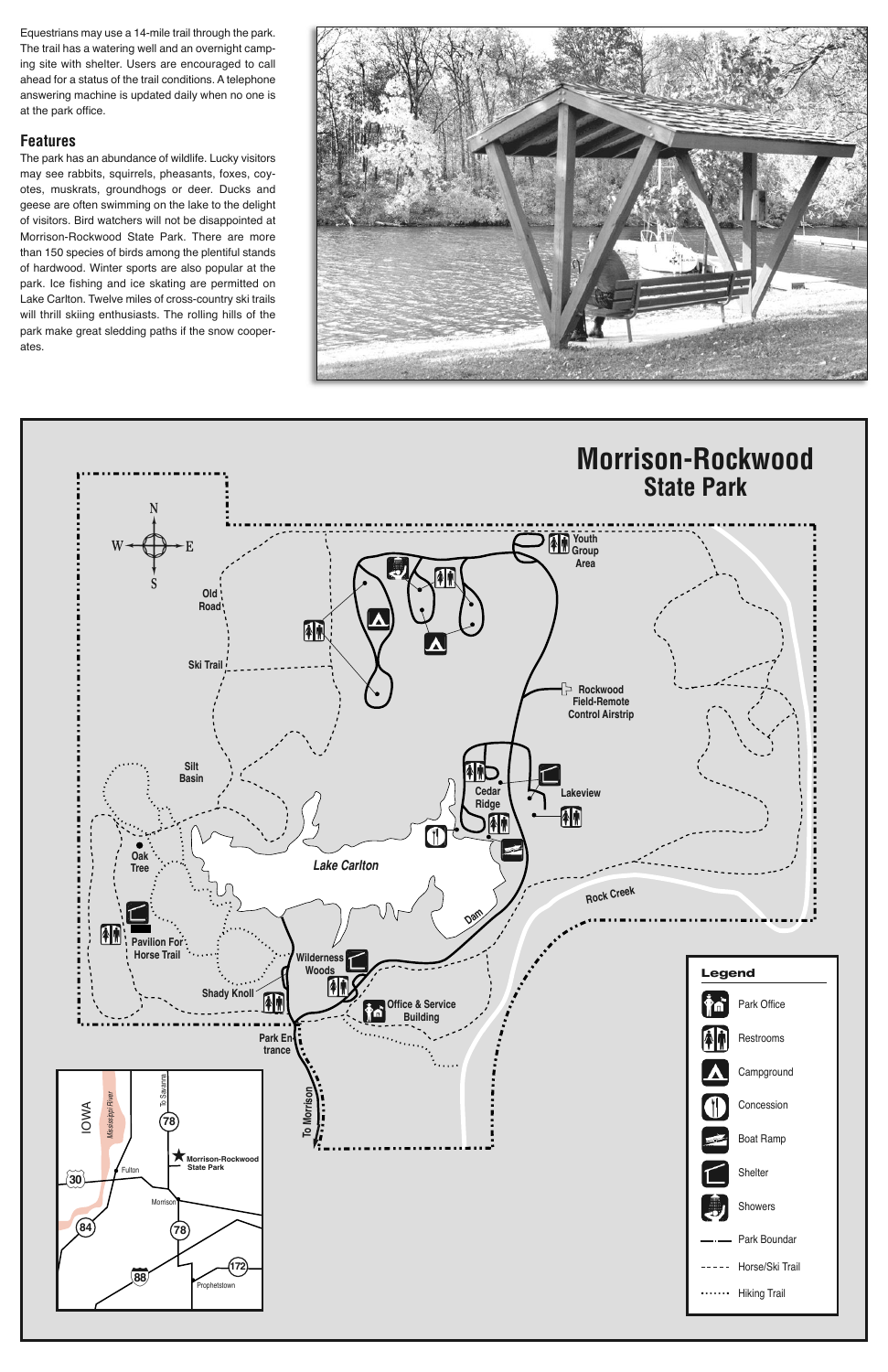Equestrians may use a 14-mile trail through the park. The trail has a watering well and an overnight camping site with shelter. Users are encouraged to call ahead for a status of the trail conditions. A telephone answering machine is updated daily when no one is at the park office.

## Features

The park has an abundance of wildlife. Lucky visitors may see rabbits, squirrels, pheasants, foxes, coyotes, muskrats, groundhogs or deer. Ducks and geese are often swimming on the lake to the delight of visitors. Bird watchers will not be disappointed at Morrison-Rockwood State Park. There are more than 150 species of birds among the plentiful stands of hardwood. Winter sports are also popular at the park. Ice fishing and ice skating are permitted on Lake Carlton. Twelve miles of cross-country ski trails will thrill skiing enthusiasts. The rolling hills of the park make great sledding paths if the snow cooperates.

# Morrison-Rockwood
## State Park

N
W
E
S

Old Road

Ski Trail

Silt Basin

Oak Tree

Pavilion For Horse Trail

Shady Knoll

Park Entrance

To Morrison

Wilderness Woods

Office & Service Building

Lake Carlton

Dam

Rock Creek

Cedar Ridge

Lakeview

Rockwood Field-Remote Control Airstrip

Youth Group Area

IOWA

Mississippi River

To Savanna

78

Morrison-Rockwood State Park

Fulton

30

Morrison

78

84

88

172

Prophetstown

**Legend**

Park Office

Restrooms

Campground

Concession

Boat Ramp

Shelter

Showers

Park Boundar

Horse/Ski Trail

Hiking Trail